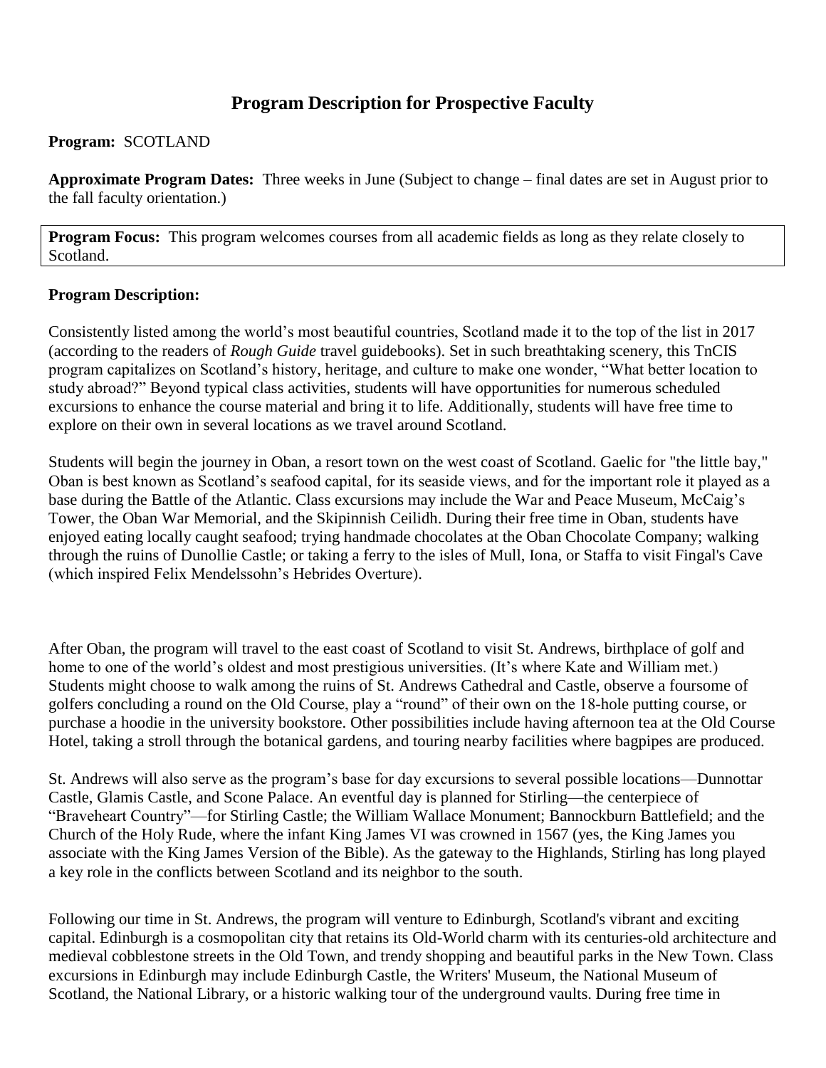# Program Description for Prospective Faculty

**Program:** SCOTLAND

**Approximate Program Dates:** Three weeks in June (Subject to change – final dates are set in August prior to the fall faculty orientation.)

**Program Focus:** This program welcomes courses from all academic fields as long as they relate closely to Scotland.

**Program Description:**

Consistently listed among the world's most beautiful countries, Scotland made it to the top of the list in 2017 (according to the readers of *Rough Guide* travel guidebooks). Set in such breathtaking scenery, this TnCIS program capitalizes on Scotland's history, heritage, and culture to make one wonder, "What better location to study abroad?" Beyond typical class activities, students will have opportunities for numerous scheduled excursions to enhance the course material and bring it to life. Additionally, students will have free time to explore on their own in several locations as we travel around Scotland.

Students will begin the journey in Oban, a resort town on the west coast of Scotland. Gaelic for "the little bay," Oban is best known as Scotland's seafood capital, for its seaside views, and for the important role it played as a base during the Battle of the Atlantic. Class excursions may include the War and Peace Museum, McCaig's Tower, the Oban War Memorial, and the Skipinnish Ceilidh. During their free time in Oban, students have enjoyed eating locally caught seafood; trying handmade chocolates at the Oban Chocolate Company; walking through the ruins of Dunollie Castle; or taking a ferry to the isles of Mull, Iona, or Staffa to visit Fingal's Cave (which inspired Felix Mendelssohn's Hebrides Overture).

After Oban, the program will travel to the east coast of Scotland to visit St. Andrews, birthplace of golf and home to one of the world's oldest and most prestigious universities. (It's where Kate and William met.) Students might choose to walk among the ruins of St. Andrews Cathedral and Castle, observe a foursome of golfers concluding a round on the Old Course, play a "round" of their own on the 18-hole putting course, or purchase a hoodie in the university bookstore. Other possibilities include having afternoon tea at the Old Course Hotel, taking a stroll through the botanical gardens, and touring nearby facilities where bagpipes are produced.

St. Andrews will also serve as the program's base for day excursions to several possible locations—Dunnottar Castle, Glamis Castle, and Scone Palace. An eventful day is planned for Stirling—the centerpiece of "Braveheart Country"—for Stirling Castle; the William Wallace Monument; Bannockburn Battlefield; and the Church of the Holy Rude, where the infant King James VI was crowned in 1567 (yes, the King James you associate with the King James Version of the Bible). As the gateway to the Highlands, Stirling has long played a key role in the conflicts between Scotland and its neighbor to the south.

Following our time in St. Andrews, the program will venture to Edinburgh, Scotland's vibrant and exciting capital. Edinburgh is a cosmopolitan city that retains its Old-World charm with its centuries-old architecture and medieval cobblestone streets in the Old Town, and trendy shopping and beautiful parks in the New Town. Class excursions in Edinburgh may include Edinburgh Castle, the Writers' Museum, the National Museum of Scotland, the National Library, or a historic walking tour of the underground vaults. During free time in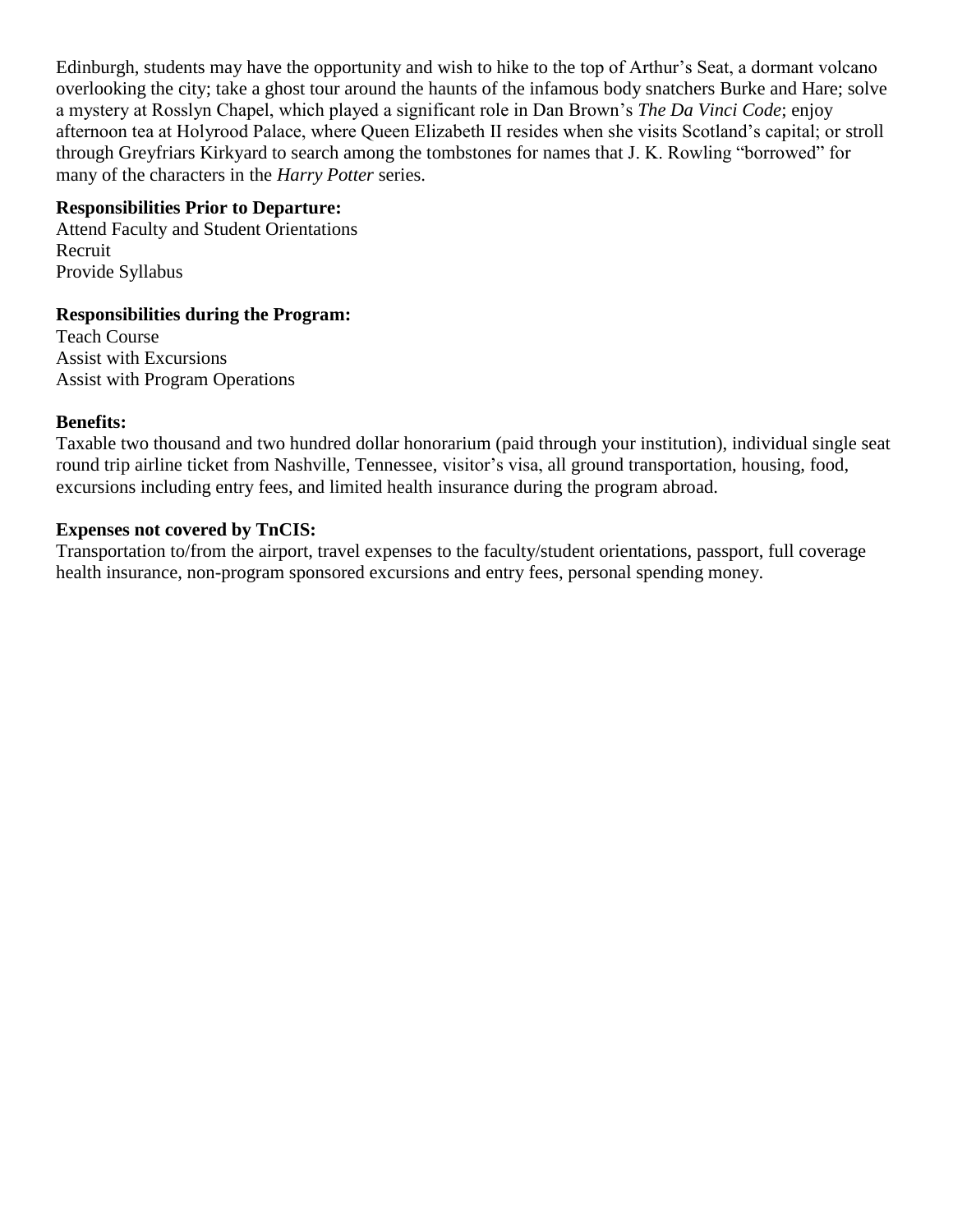Edinburgh, students may have the opportunity and wish to hike to the top of Arthur's Seat, a dormant volcano overlooking the city; take a ghost tour around the haunts of the infamous body snatchers Burke and Hare; solve a mystery at Rosslyn Chapel, which played a significant role in Dan Brown's *The Da Vinci Code*; enjoy afternoon tea at Holyrood Palace, where Queen Elizabeth II resides when she visits Scotland's capital; or stroll through Greyfriars Kirkyard to search among the tombstones for names that J. K. Rowling "borrowed" for many of the characters in the *Harry Potter* series.

**Responsibilities Prior to Departure:**
Attend Faculty and Student Orientations
Recruit
Provide Syllabus

**Responsibilities during the Program:**
Teach Course
Assist with Excursions
Assist with Program Operations

**Benefits:**
Taxable two thousand and two hundred dollar honorarium (paid through your institution), individual single seat round trip airline ticket from Nashville, Tennessee, visitor's visa, all ground transportation, housing, food, excursions including entry fees, and limited health insurance during the program abroad.

**Expenses not covered by TnCIS:**
Transportation to/from the airport, travel expenses to the faculty/student orientations, passport, full coverage health insurance, non-program sponsored excursions and entry fees, personal spending money.